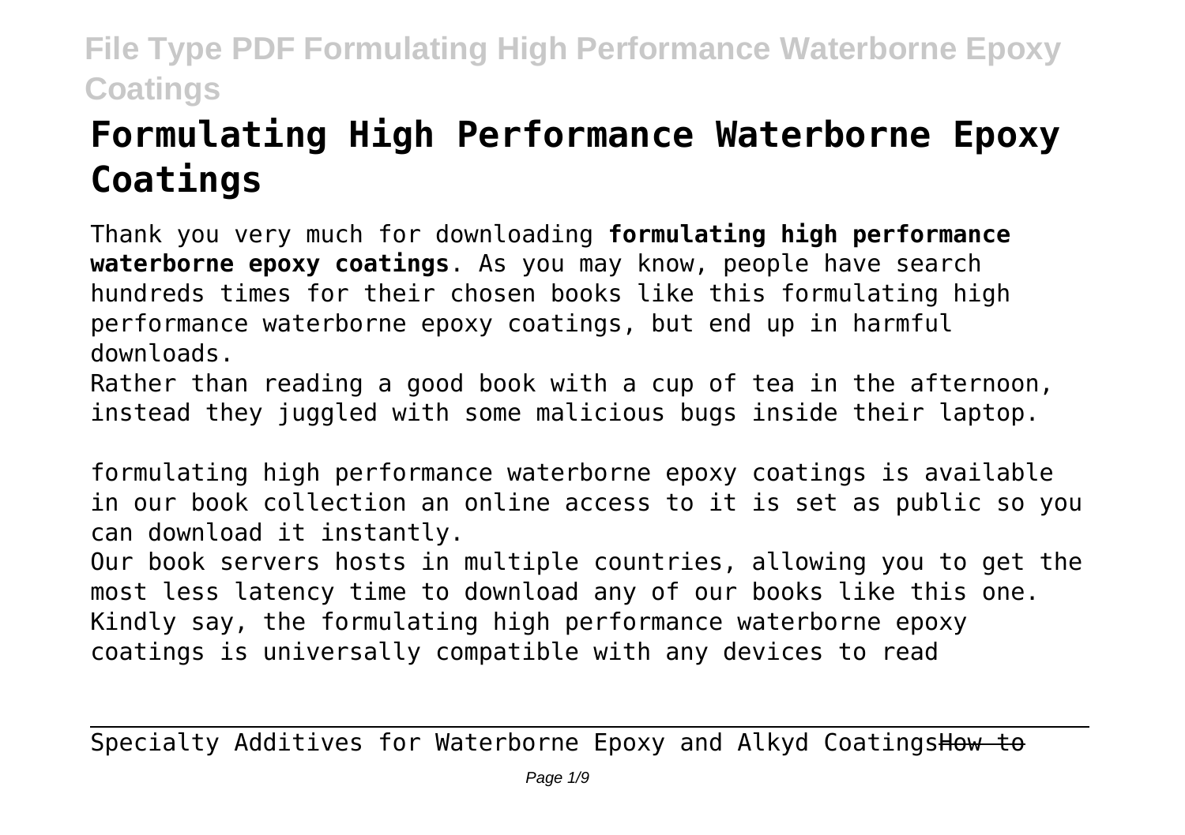# Formulating High Performance Waterborne Epoxy Coatings

Thank you very much for downloading **formulating high performance waterborne epoxy coatings**. As you may know, people have search hundreds times for their chosen books like this formulating high performance waterborne epoxy coatings, but end up in harmful downloads.

Rather than reading a good book with a cup of tea in the afternoon, instead they juggled with some malicious bugs inside their laptop.

formulating high performance waterborne epoxy coatings is available in our book collection an online access to it is set as public so you can download it instantly.

Our book servers hosts in multiple countries, allowing you to get the most less latency time to download any of our books like this one. Kindly say, the formulating high performance waterborne epoxy coatings is universally compatible with any devices to read

Specialty Additives for Waterborne Epoxy and Alkyd CoatingsHow to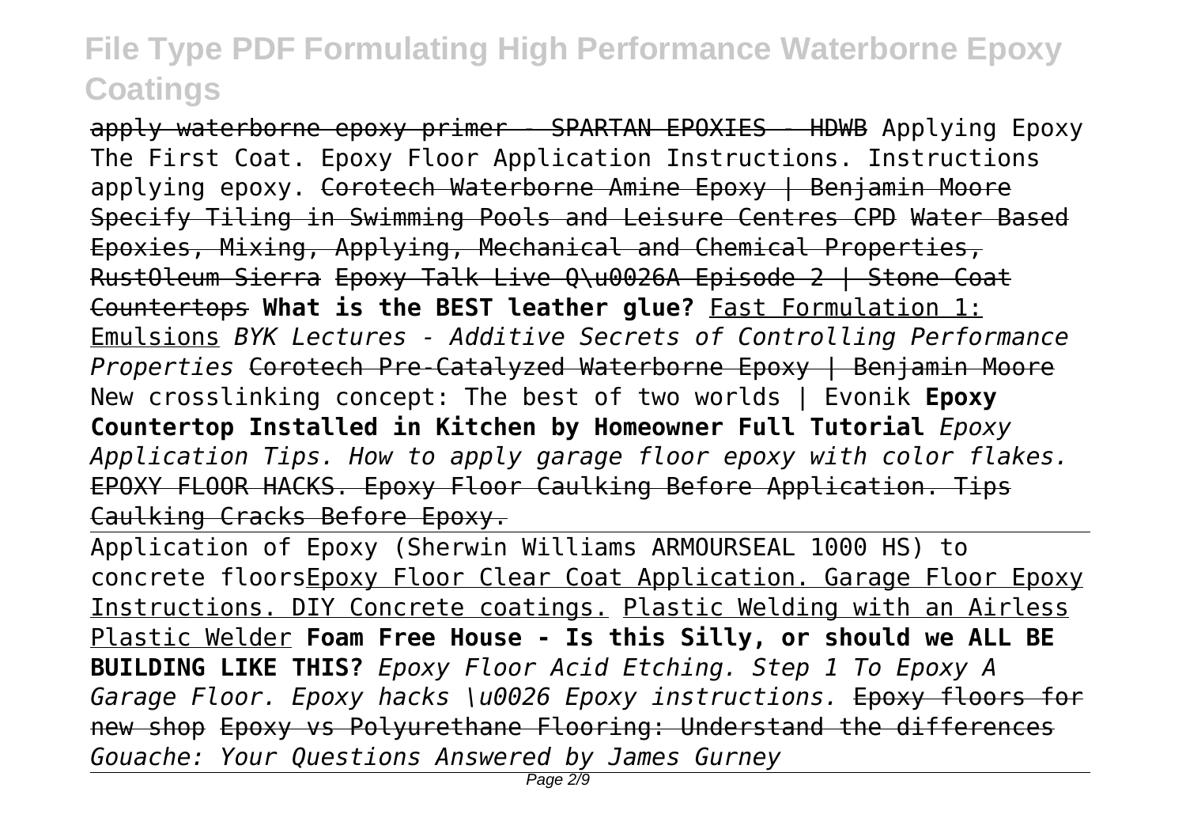apply waterborne epoxy primer - SPARTAN EPOXIES - HDWB Applying Epoxy The First Coat. Epoxy Floor Application Instructions. Instructions applying epoxy. Corotech Waterborne Amine Epoxy | Benjamin Moore Specify Tiling in Swimming Pools and Leisure Centres CPD Water Based Epoxies, Mixing, Applying, Mechanical and Chemical Properties, RustOleum Sierra Epoxy Talk Live Q\u0026A Episode 2 | Stone Coat Countertops **What is the BEST leather glue?** Fast Formulation 1: Emulsions *BYK Lectures - Additive Secrets of Controlling Performance Properties* Corotech Pre-Catalyzed Waterborne Epoxy | Benjamin Moore New crosslinking concept: The best of two worlds | Evonik **Epoxy Countertop Installed in Kitchen by Homeowner Full Tutorial** *Epoxy Application Tips. How to apply garage floor epoxy with color flakes.* EPOXY FLOOR HACKS. Epoxy Floor Caulking Before Application. Tips Caulking Cracks Before Epoxy.

Application of Epoxy (Sherwin Williams ARMOURSEAL 1000 HS) to concrete floorsEpoxy Floor Clear Coat Application. Garage Floor Epoxy Instructions. DIY Concrete coatings. Plastic Welding with an Airless Plastic Welder **Foam Free House - Is this Silly, or should we ALL BE BUILDING LIKE THIS?** *Epoxy Floor Acid Etching. Step 1 To Epoxy A Garage Floor. Epoxy hacks \u0026 Epoxy instructions.* Epoxy floors for new shop Epoxy vs Polyurethane Flooring: Understand the differences *Gouache: Your Questions Answered by James Gurney*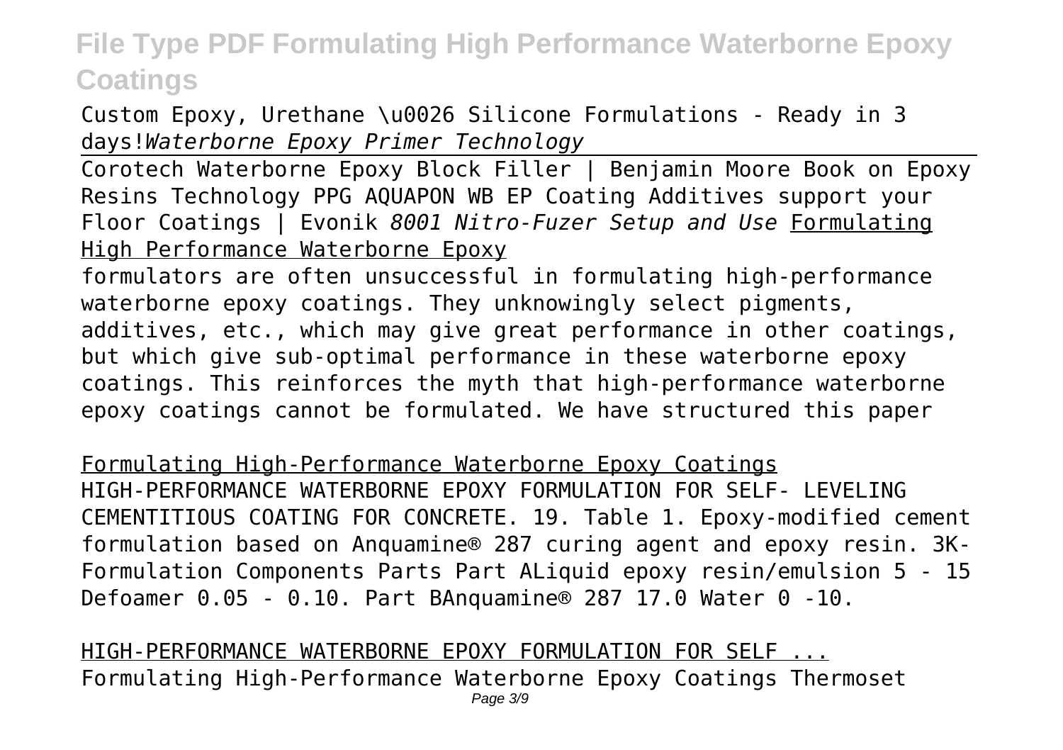Custom Epoxy, Urethane \u0026 Silicone Formulations - Ready in 3 days!*Waterborne Epoxy Primer Technology*

Corotech Waterborne Epoxy Block Filler | Benjamin Moore Book on Epoxy Resins Technology PPG AQUAPON WB EP Coating Additives support your Floor Coatings | Evonik *8001 Nitro-Fuzer Setup and Use* Formulating High Performance Waterborne Epoxy

formulators are often unsuccessful in formulating high-performance waterborne epoxy coatings. They unknowingly select pigments, additives, etc., which may give great performance in other coatings, but which give sub-optimal performance in these waterborne epoxy coatings. This reinforces the myth that high-performance waterborne epoxy coatings cannot be formulated. We have structured this paper

Formulating High-Performance Waterborne Epoxy Coatings

HIGH-PERFORMANCE WATERBORNE EPOXY FORMULATION FOR SELF- LEVELING CEMENTITIOUS COATING FOR CONCRETE. 19. Table 1. Epoxy-modified cement formulation based on Anquamine® 287 curing agent and epoxy resin. 3K-Formulation Components Parts Part ALiquid epoxy resin/emulsion 5 - 15 Defoamer 0.05 - 0.10. Part BAnquamine® 287 17.0 Water 0 -10.

HIGH-PERFORMANCE WATERBORNE EPOXY FORMULATION FOR SELF ...

Formulating High-Performance Waterborne Epoxy Coatings Thermoset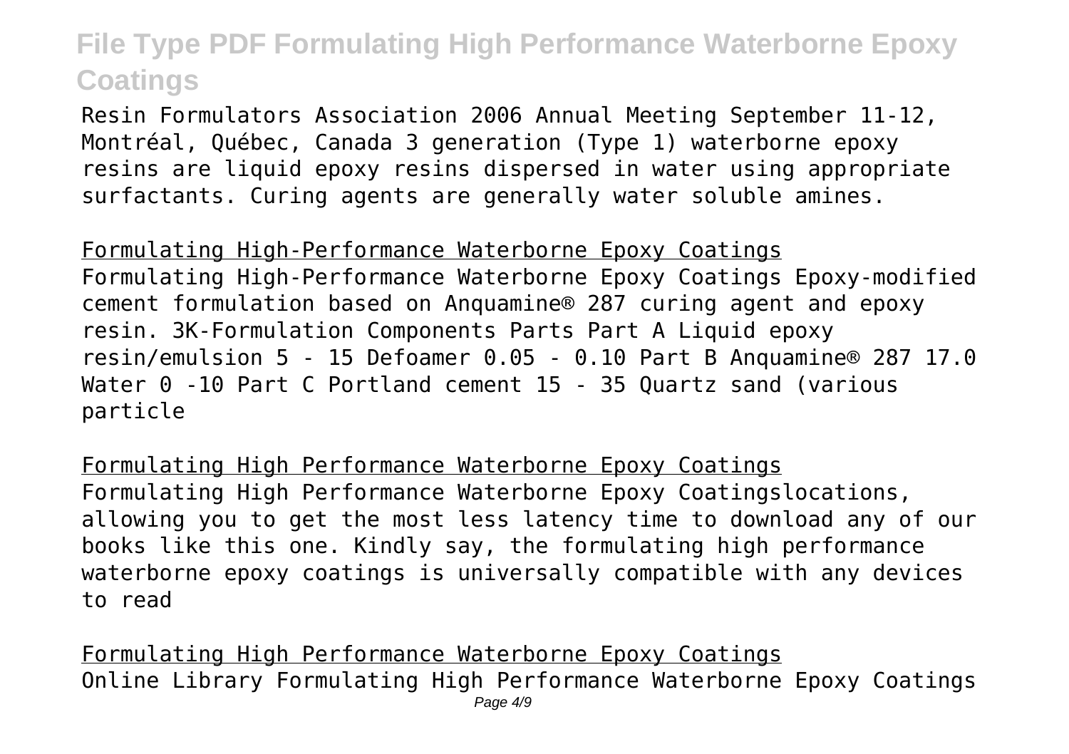Resin Formulators Association 2006 Annual Meeting September 11-12, Montréal, Québec, Canada 3 generation (Type 1) waterborne epoxy resins are liquid epoxy resins dispersed in water using appropriate surfactants. Curing agents are generally water soluble amines.

## Formulating High-Performance Waterborne Epoxy Coatings

Formulating High-Performance Waterborne Epoxy Coatings Epoxy-modified cement formulation based on Anquamine® 287 curing agent and epoxy resin. 3K-Formulation Components Parts Part A Liquid epoxy resin/emulsion 5 - 15 Defoamer 0.05 - 0.10 Part B Anquamine® 287 17.0 Water 0 -10 Part C Portland cement 15 - 35 Quartz sand (various particle

## Formulating High Performance Waterborne Epoxy Coatings

Formulating High Performance Waterborne Epoxy Coatingslocations, allowing you to get the most less latency time to download any of our books like this one. Kindly say, the formulating high performance waterborne epoxy coatings is universally compatible with any devices to read

## Formulating High Performance Waterborne Epoxy Coatings

Online Library Formulating High Performance Waterborne Epoxy Coatings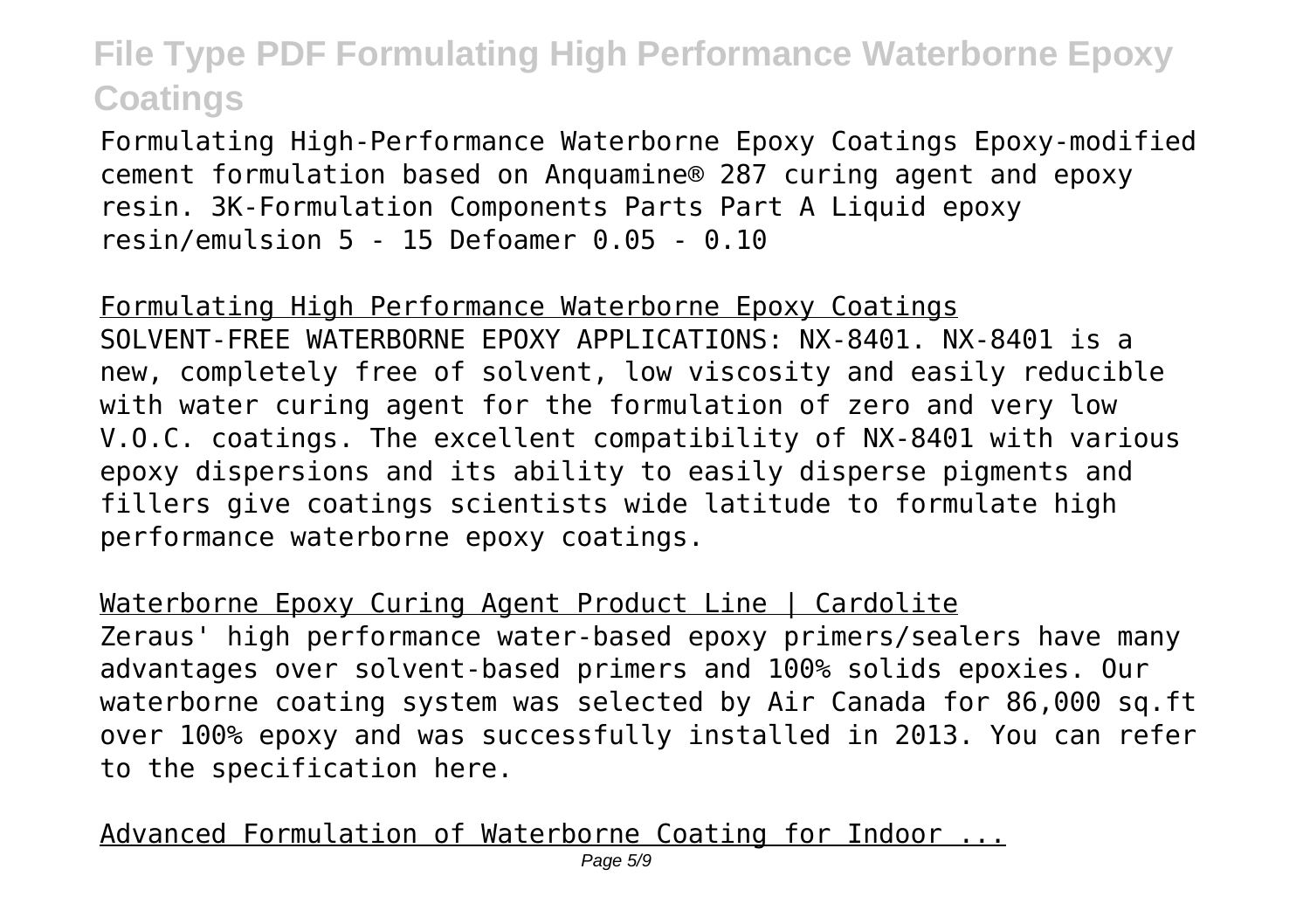Formulating High-Performance Waterborne Epoxy Coatings Epoxy-modified cement formulation based on Anquamine® 287 curing agent and epoxy resin. 3K-Formulation Components Parts Part A Liquid epoxy resin/emulsion 5 - 15 Defoamer 0.05 - 0.10

## Formulating High Performance Waterborne Epoxy Coatings

SOLVENT-FREE WATERBORNE EPOXY APPLICATIONS: NX-8401. NX-8401 is a new, completely free of solvent, low viscosity and easily reducible with water curing agent for the formulation of zero and very low V.O.C. coatings. The excellent compatibility of NX-8401 with various epoxy dispersions and its ability to easily disperse pigments and fillers give coatings scientists wide latitude to formulate high performance waterborne epoxy coatings.

## Waterborne Epoxy Curing Agent Product Line | Cardolite

Zeraus' high performance water-based epoxy primers/sealers have many advantages over solvent-based primers and 100% solids epoxies. Our waterborne coating system was selected by Air Canada for 86,000 sq.ft over 100% epoxy and was successfully installed in 2013. You can refer to the specification here.

## Advanced Formulation of Waterborne Coating for Indoor ...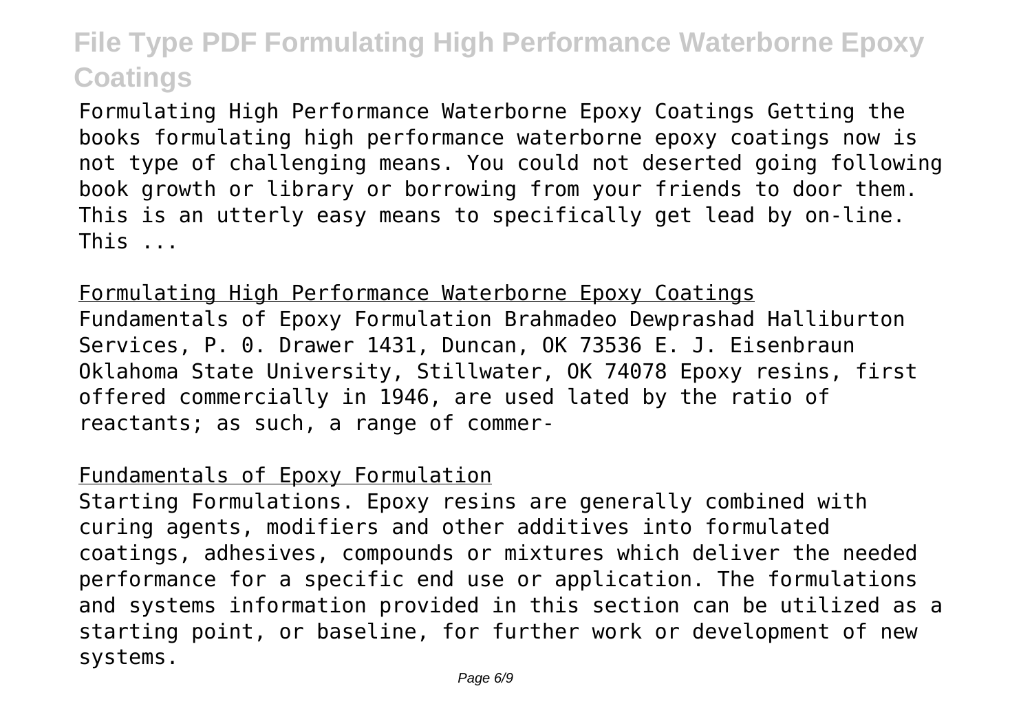Formulating High Performance Waterborne Epoxy Coatings Getting the books formulating high performance waterborne epoxy coatings now is not type of challenging means. You could not deserted going following book growth or library or borrowing from your friends to door them. This is an utterly easy means to specifically get lead by on-line. This ...

## Formulating High Performance Waterborne Epoxy Coatings

Fundamentals of Epoxy Formulation Brahmadeo Dewprashad Halliburton Services, P. 0. Drawer 1431, Duncan, OK 73536 E. J. Eisenbraun Oklahoma State University, Stillwater, OK 74078 Epoxy resins, first offered commercially in 1946, are used lated by the ratio of reactants; as such, a range of commer-

## Fundamentals of Epoxy Formulation

Starting Formulations. Epoxy resins are generally combined with curing agents, modifiers and other additives into formulated coatings, adhesives, compounds or mixtures which deliver the needed performance for a specific end use or application. The formulations and systems information provided in this section can be utilized as a starting point, or baseline, for further work or development of new systems.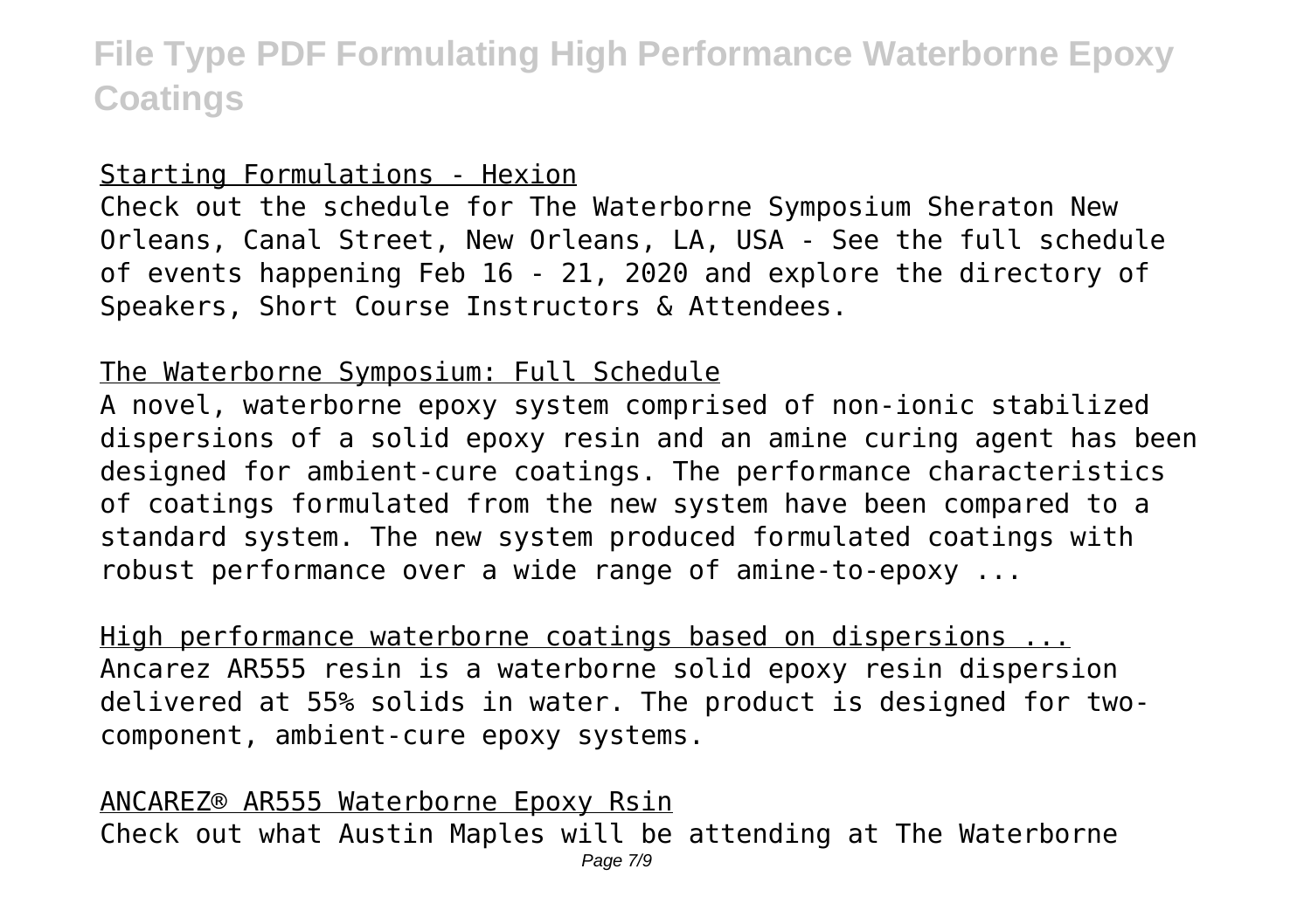## Starting Formulations - Hexion

Check out the schedule for The Waterborne Symposium Sheraton New Orleans, Canal Street, New Orleans, LA, USA - See the full schedule of events happening Feb 16 - 21, 2020 and explore the directory of Speakers, Short Course Instructors & Attendees.

## The Waterborne Symposium: Full Schedule

A novel, waterborne epoxy system comprised of non-ionic stabilized dispersions of a solid epoxy resin and an amine curing agent has been designed for ambient-cure coatings. The performance characteristics of coatings formulated from the new system have been compared to a standard system. The new system produced formulated coatings with robust performance over a wide range of amine-to-epoxy ...

## High performance waterborne coatings based on dispersions ...

Ancarez AR555 resin is a waterborne solid epoxy resin dispersion delivered at 55% solids in water. The product is designed for two-component, ambient-cure epoxy systems.

## ANCAREZ® AR555 Waterborne Epoxy Rsin

Check out what Austin Maples will be attending at The Waterborne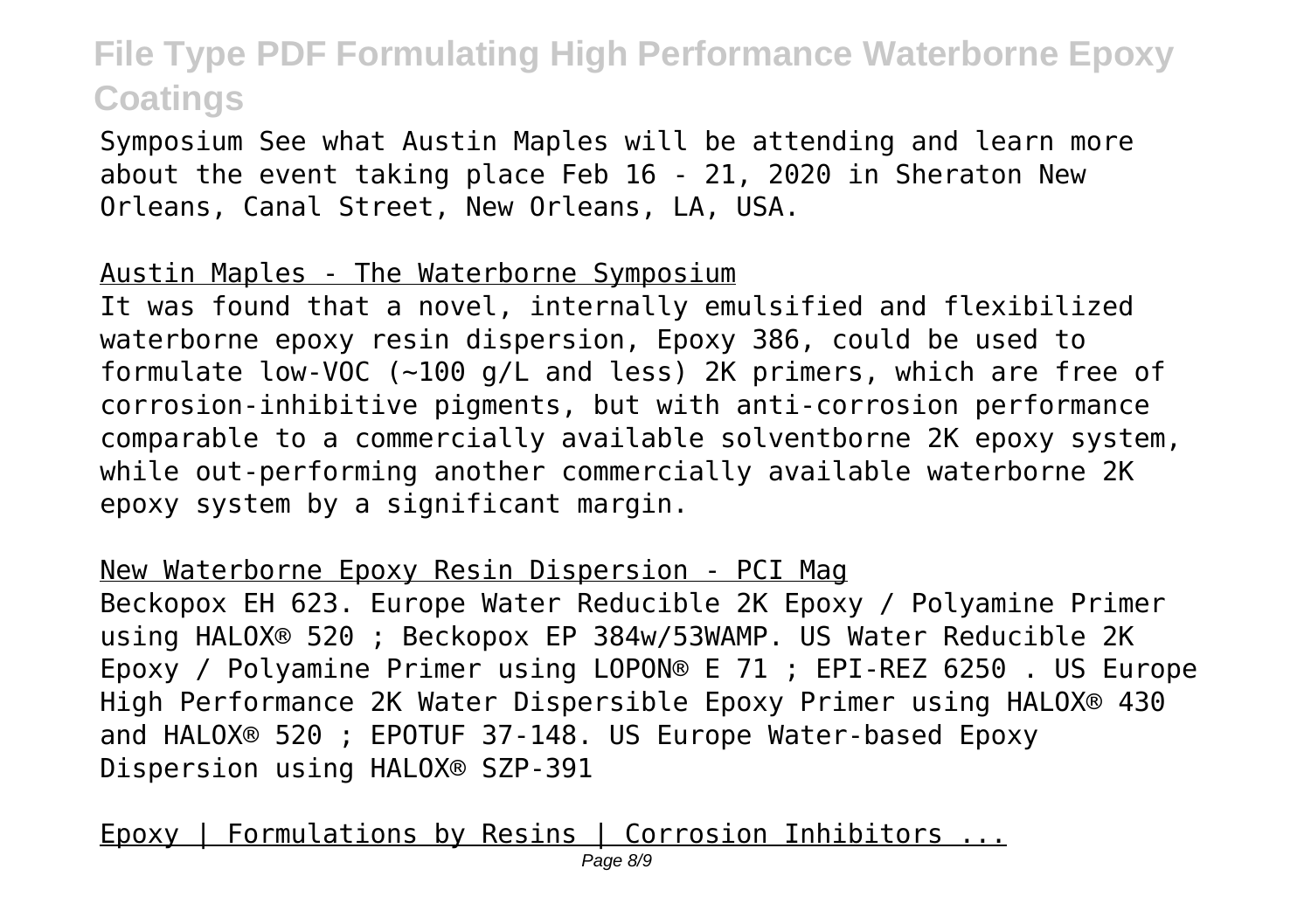Symposium See what Austin Maples will be attending and learn more about the event taking place Feb 16 - 21, 2020 in Sheraton New Orleans, Canal Street, New Orleans, LA, USA.

## Austin Maples - The Waterborne Symposium

It was found that a novel, internally emulsified and flexibilized waterborne epoxy resin dispersion, Epoxy 386, could be used to formulate low-VOC (~100 g/L and less) 2K primers, which are free of corrosion-inhibitive pigments, but with anti-corrosion performance comparable to a commercially available solventborne 2K epoxy system, while out-performing another commercially available waterborne 2K epoxy system by a significant margin.

## New Waterborne Epoxy Resin Dispersion - PCI Mag

Beckopox EH 623. Europe Water Reducible 2K Epoxy / Polyamine Primer using HALOX® 520 ; Beckopox EP 384w/53WAMP. US Water Reducible 2K Epoxy / Polyamine Primer using LOPON® E 71 ; EPI-REZ 6250 . US Europe High Performance 2K Water Dispersible Epoxy Primer using HALOX® 430 and HALOX® 520 ; EPOTUF 37-148. US Europe Water-based Epoxy Dispersion using HALOX® SZP-391

## Epoxy | Formulations by Resins | Corrosion Inhibitors ...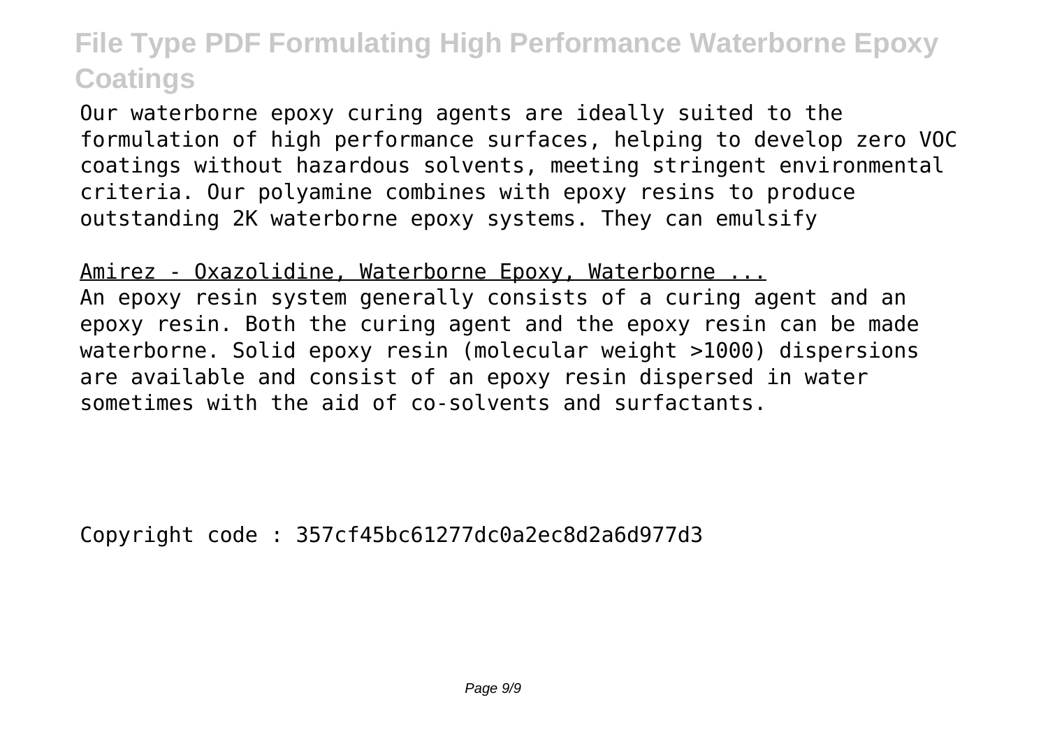Our waterborne epoxy curing agents are ideally suited to the formulation of high performance surfaces, helping to develop zero VOC coatings without hazardous solvents, meeting stringent environmental criteria. Our polyamine combines with epoxy resins to produce outstanding 2K waterborne epoxy systems. They can emulsify

Amirez - Oxazolidine, Waterborne Epoxy, Waterborne ...

An epoxy resin system generally consists of a curing agent and an epoxy resin. Both the curing agent and the epoxy resin can be made waterborne. Solid epoxy resin (molecular weight >1000) dispersions are available and consist of an epoxy resin dispersed in water sometimes with the aid of co-solvents and surfactants.

Copyright code : 357cf45bc61277dc0a2ec8d2a6d977d3